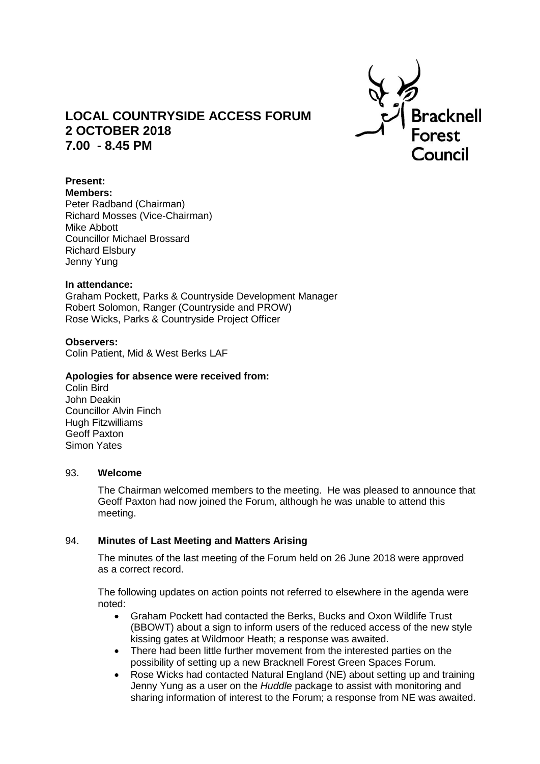# LOCAL COUNTRYSIDE ACCESS FORUM
# 2 OCTOBER 2018
# 7.00 - 8.45 PM

Bracknell Forest Council

**Present:**

**Members:**

Peter Radband (Chairman)
Richard Mosses (Vice-Chairman)
Mike Abbott
Councillor Michael Brossard
Richard Elsbury
Jenny Yung

**In attendance:**

Graham Pockett, Parks & Countryside Development Manager
Robert Solomon, Ranger (Countryside and PROW)
Rose Wicks, Parks & Countryside Project Officer

**Observers:**

Colin Patient, Mid & West Berks LAF

**Apologies for absence were received from:**

Colin Bird
John Deakin
Councillor Alvin Finch
Hugh Fitzwilliams
Geoff Paxton
Simon Yates

## 93. Welcome

The Chairman welcomed members to the meeting. He was pleased to announce that Geoff Paxton had now joined the Forum, although he was unable to attend this meeting.

## 94. Minutes of Last Meeting and Matters Arising

The minutes of the last meeting of the Forum held on 26 June 2018 were approved as a correct record.

The following updates on action points not referred to elsewhere in the agenda were noted:

- Graham Pockett had contacted the Berks, Bucks and Oxon Wildlife Trust (BBOWT) about a sign to inform users of the reduced access of the new style kissing gates at Wildmoor Heath; a response was awaited.
- There had been little further movement from the interested parties on the possibility of setting up a new Bracknell Forest Green Spaces Forum.
- Rose Wicks had contacted Natural England (NE) about setting up and training Jenny Yung as a user on the *Huddle* package to assist with monitoring and sharing information of interest to the Forum; a response from NE was awaited.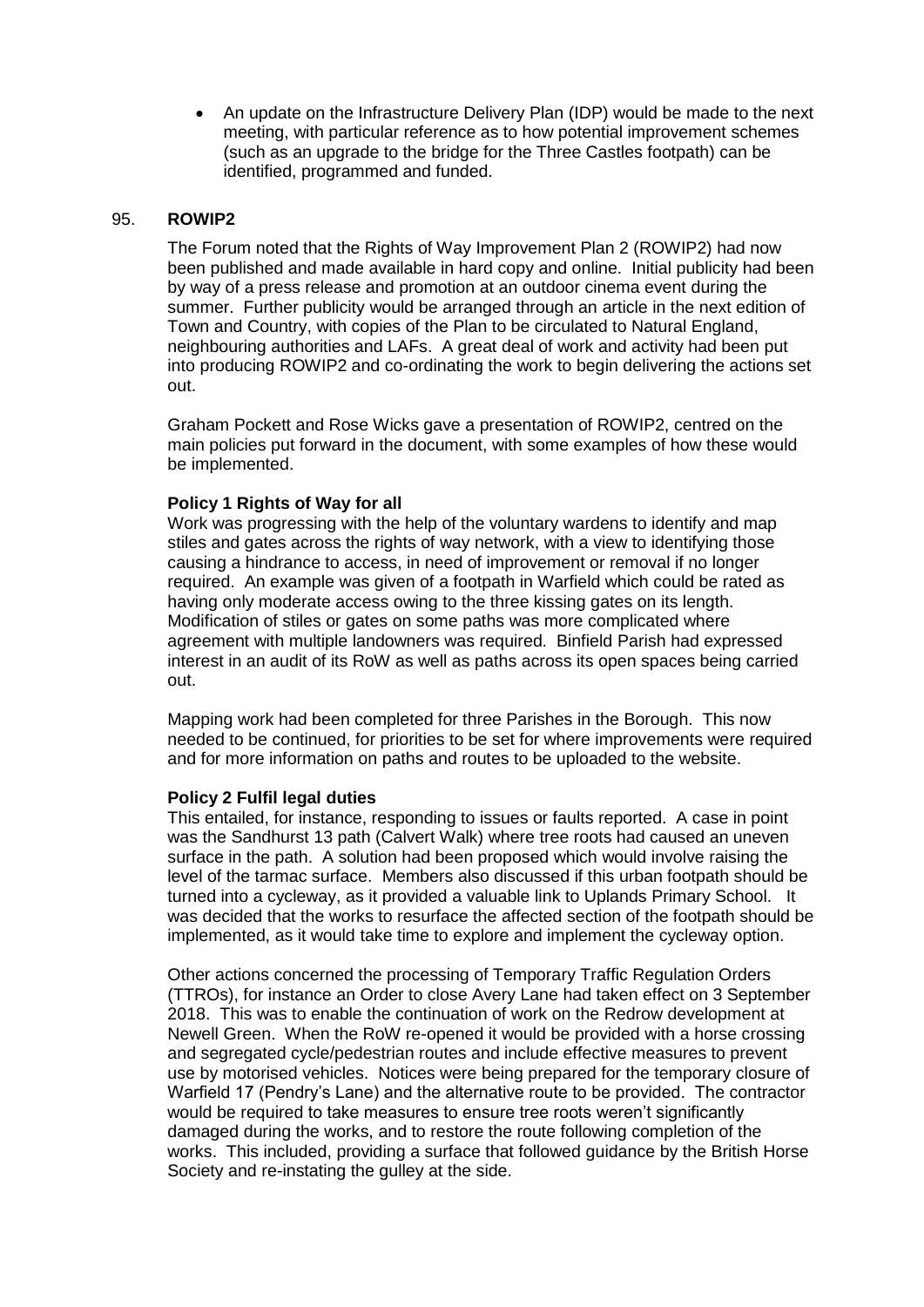- An update on the Infrastructure Delivery Plan (IDP) would be made to the next meeting, with particular reference as to how potential improvement schemes (such as an upgrade to the bridge for the Three Castles footpath) can be identified, programmed and funded.

## 95. ROWIP2

The Forum noted that the Rights of Way Improvement Plan 2 (ROWIP2) had now been published and made available in hard copy and online. Initial publicity had been by way of a press release and promotion at an outdoor cinema event during the summer. Further publicity would be arranged through an article in the next edition of Town and Country, with copies of the Plan to be circulated to Natural England, neighbouring authorities and LAFs. A great deal of work and activity had been put into producing ROWIP2 and co-ordinating the work to begin delivering the actions set out.

Graham Pockett and Rose Wicks gave a presentation of ROWIP2, centred on the main policies put forward in the document, with some examples of how these would be implemented.

**Policy 1 Rights of Way for all**

Work was progressing with the help of the voluntary wardens to identify and map stiles and gates across the rights of way network, with a view to identifying those causing a hindrance to access, in need of improvement or removal if no longer required. An example was given of a footpath in Warfield which could be rated as having only moderate access owing to the three kissing gates on its length. Modification of stiles or gates on some paths was more complicated where agreement with multiple landowners was required. Binfield Parish had expressed interest in an audit of its RoW as well as paths across its open spaces being carried out.

Mapping work had been completed for three Parishes in the Borough. This now needed to be continued, for priorities to be set for where improvements were required and for more information on paths and routes to be uploaded to the website.

**Policy 2 Fulfil legal duties**

This entailed, for instance, responding to issues or faults reported. A case in point was the Sandhurst 13 path (Calvert Walk) where tree roots had caused an uneven surface in the path. A solution had been proposed which would involve raising the level of the tarmac surface. Members also discussed if this urban footpath should be turned into a cycleway, as it provided a valuable link to Uplands Primary School. It was decided that the works to resurface the affected section of the footpath should be implemented, as it would take time to explore and implement the cycleway option.

Other actions concerned the processing of Temporary Traffic Regulation Orders (TTROs), for instance an Order to close Avery Lane had taken effect on 3 September 2018. This was to enable the continuation of work on the Redrow development at Newell Green. When the RoW re-opened it would be provided with a horse crossing and segregated cycle/pedestrian routes and include effective measures to prevent use by motorised vehicles. Notices were being prepared for the temporary closure of Warfield 17 (Pendry's Lane) and the alternative route to be provided. The contractor would be required to take measures to ensure tree roots weren't significantly damaged during the works, and to restore the route following completion of the works. This included, providing a surface that followed guidance by the British Horse Society and re-instating the gulley at the side.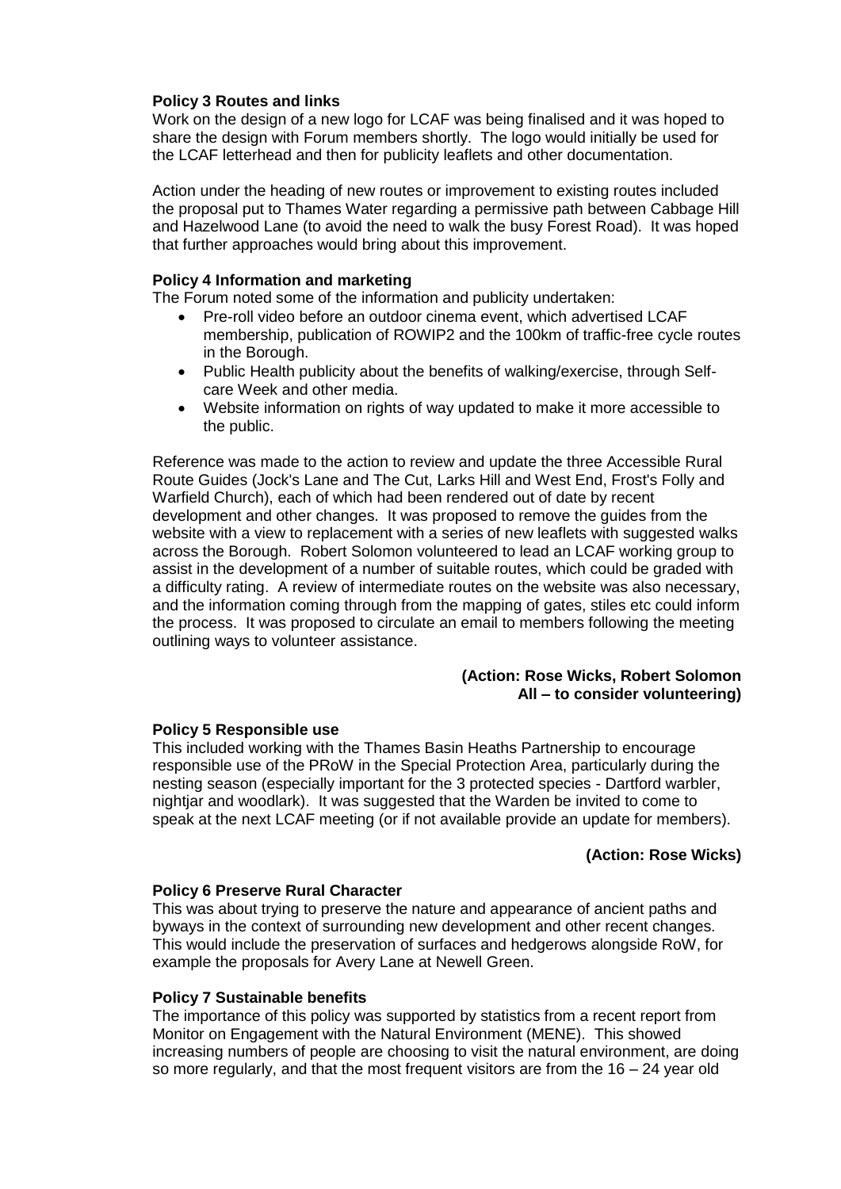**Policy 3 Routes and links**

Work on the design of a new logo for LCAF was being finalised and it was hoped to share the design with Forum members shortly. The logo would initially be used for the LCAF letterhead and then for publicity leaflets and other documentation.

Action under the heading of new routes or improvement to existing routes included the proposal put to Thames Water regarding a permissive path between Cabbage Hill and Hazelwood Lane (to avoid the need to walk the busy Forest Road). It was hoped that further approaches would bring about this improvement.

**Policy 4 Information and marketing**

The Forum noted some of the information and publicity undertaken:

- Pre-roll video before an outdoor cinema event, which advertised LCAF membership, publication of ROWIP2 and the 100km of traffic-free cycle routes in the Borough.
- Public Health publicity about the benefits of walking/exercise, through Self-care Week and other media.
- Website information on rights of way updated to make it more accessible to the public.

Reference was made to the action to review and update the three Accessible Rural Route Guides (Jock's Lane and The Cut, Larks Hill and West End, Frost's Folly and Warfield Church), each of which had been rendered out of date by recent development and other changes. It was proposed to remove the guides from the website with a view to replacement with a series of new leaflets with suggested walks across the Borough. Robert Solomon volunteered to lead an LCAF working group to assist in the development of a number of suitable routes, which could be graded with a difficulty rating. A review of intermediate routes on the website was also necessary, and the information coming through from the mapping of gates, stiles etc could inform the process. It was proposed to circulate an email to members following the meeting outlining ways to volunteer assistance.

**(Action: Rose Wicks, Robert Solomon**
**All – to consider volunteering)**

**Policy 5 Responsible use**

This included working with the Thames Basin Heaths Partnership to encourage responsible use of the PRoW in the Special Protection Area, particularly during the nesting season (especially important for the 3 protected species - Dartford warbler, nightjar and woodlark). It was suggested that the Warden be invited to come to speak at the next LCAF meeting (or if not available provide an update for members).

**(Action: Rose Wicks)**

**Policy 6 Preserve Rural Character**

This was about trying to preserve the nature and appearance of ancient paths and byways in the context of surrounding new development and other recent changes. This would include the preservation of surfaces and hedgerows alongside RoW, for example the proposals for Avery Lane at Newell Green.

**Policy 7 Sustainable benefits**

The importance of this policy was supported by statistics from a recent report from Monitor on Engagement with the Natural Environment (MENE). This showed increasing numbers of people are choosing to visit the natural environment, are doing so more regularly, and that the most frequent visitors are from the 16 – 24 year old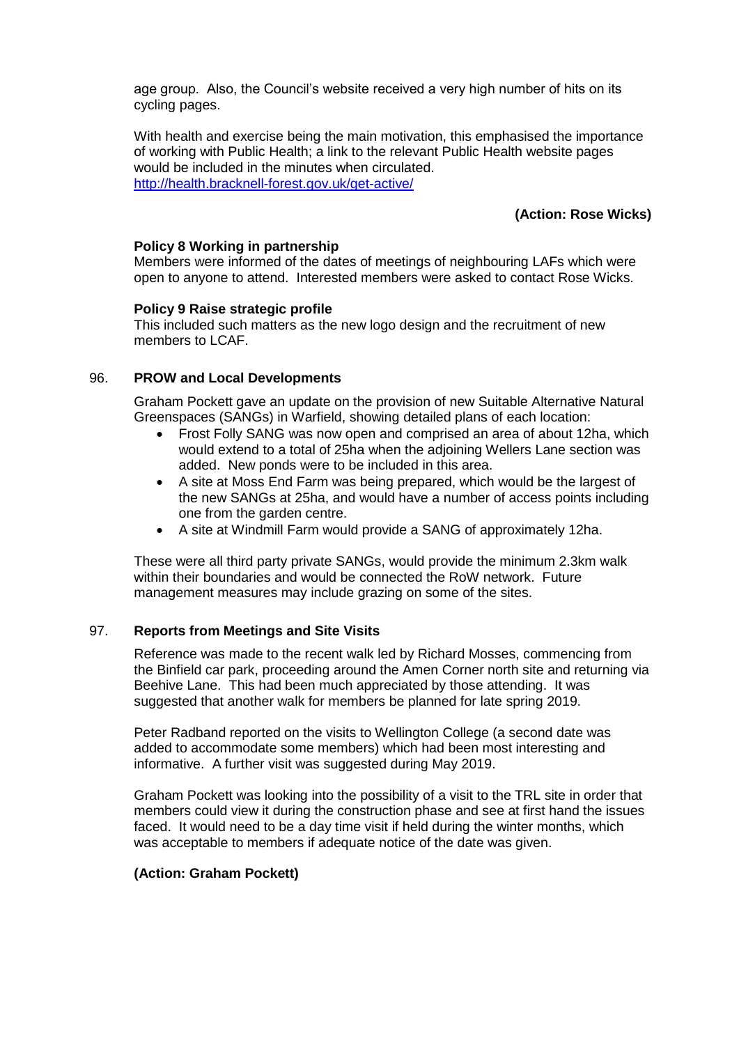age group. Also, the Council's website received a very high number of hits on its cycling pages.

With health and exercise being the main motivation, this emphasised the importance of working with Public Health; a link to the relevant Public Health website pages would be included in the minutes when circulated. http://health.bracknell-forest.gov.uk/get-active/

**(Action: Rose Wicks)**

**Policy 8 Working in partnership**
Members were informed of the dates of meetings of neighbouring LAFs which were open to anyone to attend. Interested members were asked to contact Rose Wicks.

**Policy 9 Raise strategic profile**
This included such matters as the new logo design and the recruitment of new members to LCAF.

96. **PROW and Local Developments**

Graham Pockett gave an update on the provision of new Suitable Alternative Natural Greenspaces (SANGs) in Warfield, showing detailed plans of each location:

- Frost Folly SANG was now open and comprised an area of about 12ha, which would extend to a total of 25ha when the adjoining Wellers Lane section was added. New ponds were to be included in this area.
- A site at Moss End Farm was being prepared, which would be the largest of the new SANGs at 25ha, and would have a number of access points including one from the garden centre.
- A site at Windmill Farm would provide a SANG of approximately 12ha.

These were all third party private SANGs, would provide the minimum 2.3km walk within their boundaries and would be connected the RoW network. Future management measures may include grazing on some of the sites.

97. **Reports from Meetings and Site Visits**

Reference was made to the recent walk led by Richard Mosses, commencing from the Binfield car park, proceeding around the Amen Corner north site and returning via Beehive Lane. This had been much appreciated by those attending. It was suggested that another walk for members be planned for late spring 2019.

Peter Radband reported on the visits to Wellington College (a second date was added to accommodate some members) which had been most interesting and informative. A further visit was suggested during May 2019.

Graham Pockett was looking into the possibility of a visit to the TRL site in order that members could view it during the construction phase and see at first hand the issues faced. It would need to be a day time visit if held during the winter months, which was acceptable to members if adequate notice of the date was given.

**(Action: Graham Pockett)**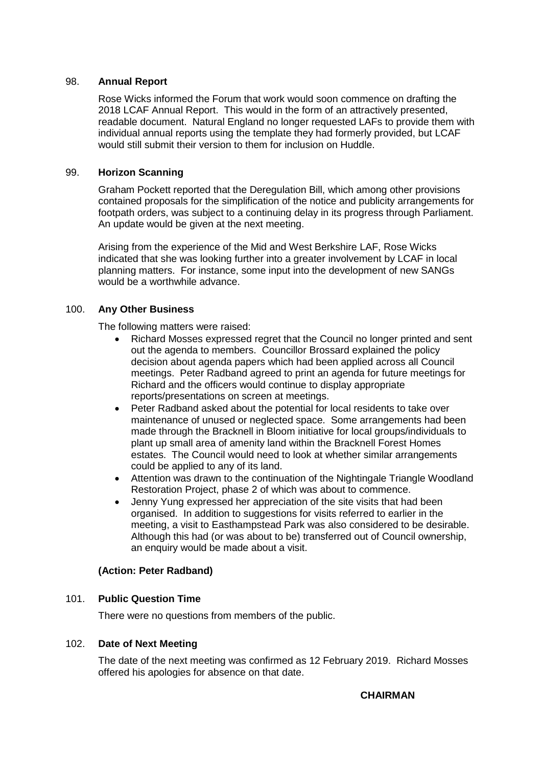98. **Annual Report**

Rose Wicks informed the Forum that work would soon commence on drafting the 2018 LCAF Annual Report. This would in the form of an attractively presented, readable document. Natural England no longer requested LAFs to provide them with individual annual reports using the template they had formerly provided, but LCAF would still submit their version to them for inclusion on Huddle.

99. **Horizon Scanning**

Graham Pockett reported that the Deregulation Bill, which among other provisions contained proposals for the simplification of the notice and publicity arrangements for footpath orders, was subject to a continuing delay in its progress through Parliament. An update would be given at the next meeting.

Arising from the experience of the Mid and West Berkshire LAF, Rose Wicks indicated that she was looking further into a greater involvement by LCAF in local planning matters. For instance, some input into the development of new SANGs would be a worthwhile advance.

100. **Any Other Business**

The following matters were raised:

- Richard Mosses expressed regret that the Council no longer printed and sent out the agenda to members. Councillor Brossard explained the policy decision about agenda papers which had been applied across all Council meetings. Peter Radband agreed to print an agenda for future meetings for Richard and the officers would continue to display appropriate reports/presentations on screen at meetings.
- Peter Radband asked about the potential for local residents to take over maintenance of unused or neglected space. Some arrangements had been made through the Bracknell in Bloom initiative for local groups/individuals to plant up small area of amenity land within the Bracknell Forest Homes estates. The Council would need to look at whether similar arrangements could be applied to any of its land.
- Attention was drawn to the continuation of the Nightingale Triangle Woodland Restoration Project, phase 2 of which was about to commence.
- Jenny Yung expressed her appreciation of the site visits that had been organised. In addition to suggestions for visits referred to earlier in the meeting, a visit to Easthampstead Park was also considered to be desirable. Although this had (or was about to be) transferred out of Council ownership, an enquiry would be made about a visit.

**(Action: Peter Radband)**

101. **Public Question Time**

There were no questions from members of the public.

102. **Date of Next Meeting**

The date of the next meeting was confirmed as 12 February 2019. Richard Mosses offered his apologies for absence on that date.

**CHAIRMAN**